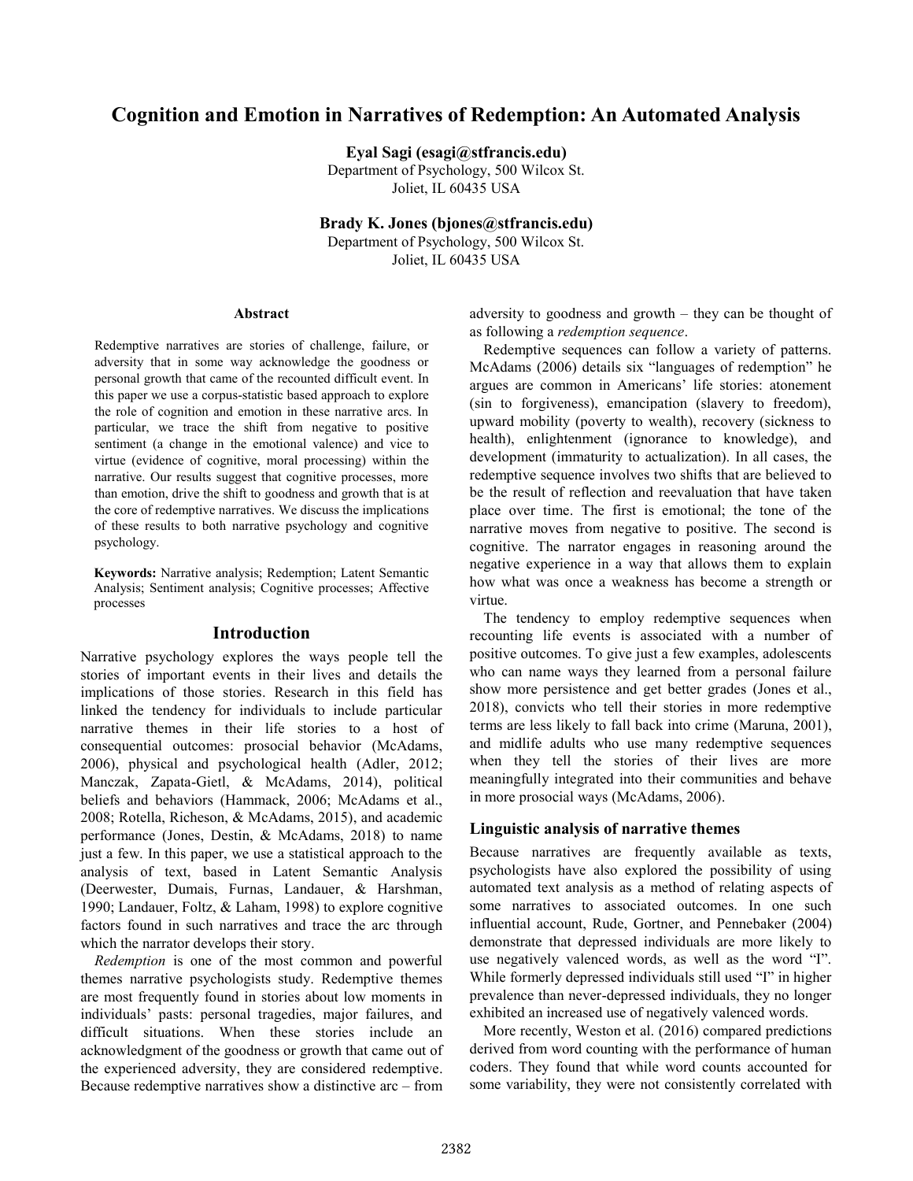# Cognition and Emotion in Narratives of Redemption: An Automated Analysis

**Eyal Sagi (esagi@stfrancis.edu)**
Department of Psychology, 500 Wilcox St.
Joliet, IL 60435 USA

**Brady K. Jones (bjones@stfrancis.edu)**
Department of Psychology, 500 Wilcox St.
Joliet, IL 60435 USA

## Abstract

Redemptive narratives are stories of challenge, failure, or adversity that in some way acknowledge the goodness or personal growth that came of the recounted difficult event. In this paper we use a corpus-statistic based approach to explore the role of cognition and emotion in these narrative arcs. In particular, we trace the shift from negative to positive sentiment (a change in the emotional valence) and vice to virtue (evidence of cognitive, moral processing) within the narrative. Our results suggest that cognitive processes, more than emotion, drive the shift to goodness and growth that is at the core of redemptive narratives. We discuss the implications of these results to both narrative psychology and cognitive psychology.

**Keywords:** Narrative analysis; Redemption; Latent Semantic Analysis; Sentiment analysis; Cognitive processes; Affective processes

## Introduction

Narrative psychology explores the ways people tell the stories of important events in their lives and details the implications of those stories. Research in this field has linked the tendency for individuals to include particular narrative themes in their life stories to a host of consequential outcomes: prosocial behavior (McAdams, 2006), physical and psychological health (Adler, 2012; Manczak, Zapata-Gietl, & McAdams, 2014), political beliefs and behaviors (Hammack, 2006; McAdams et al., 2008; Rotella, Richeson, & McAdams, 2015), and academic performance (Jones, Destin, & McAdams, 2018) to name just a few. In this paper, we use a statistical approach to the analysis of text, based in Latent Semantic Analysis (Deerwester, Dumais, Furnas, Landauer, & Harshman, 1990; Landauer, Foltz, & Laham, 1998) to explore cognitive factors found in such narratives and trace the arc through which the narrator develops their story.

*Redemption* is one of the most common and powerful themes narrative psychologists study. Redemptive themes are most frequently found in stories about low moments in individuals' pasts: personal tragedies, major failures, and difficult situations. When these stories include an acknowledgment of the goodness or growth that came out of the experienced adversity, they are considered redemptive. Because redemptive narratives show a distinctive arc – from adversity to goodness and growth – they can be thought of as following a *redemption sequence*.

Redemptive sequences can follow a variety of patterns. McAdams (2006) details six "languages of redemption" he argues are common in Americans' life stories: atonement (sin to forgiveness), emancipation (slavery to freedom), upward mobility (poverty to wealth), recovery (sickness to health), enlightenment (ignorance to knowledge), and development (immaturity to actualization). In all cases, the redemptive sequence involves two shifts that are believed to be the result of reflection and reevaluation that have taken place over time. The first is emotional; the tone of the narrative moves from negative to positive. The second is cognitive. The narrator engages in reasoning around the negative experience in a way that allows them to explain how what was once a weakness has become a strength or virtue.

The tendency to employ redemptive sequences when recounting life events is associated with a number of positive outcomes. To give just a few examples, adolescents who can name ways they learned from a personal failure show more persistence and get better grades (Jones et al., 2018), convicts who tell their stories in more redemptive terms are less likely to fall back into crime (Maruna, 2001), and midlife adults who use many redemptive sequences when they tell the stories of their lives are more meaningfully integrated into their communities and behave in more prosocial ways (McAdams, 2006).

### Linguistic analysis of narrative themes

Because narratives are frequently available as texts, psychologists have also explored the possibility of using automated text analysis as a method of relating aspects of some narratives to associated outcomes. In one such influential account, Rude, Gortner, and Pennebaker (2004) demonstrate that depressed individuals are more likely to use negatively valenced words, as well as the word "I". While formerly depressed individuals still used "I" in higher prevalence than never-depressed individuals, they no longer exhibited an increased use of negatively valenced words.

More recently, Weston et al. (2016) compared predictions derived from word counting with the performance of human coders. They found that while word counts accounted for some variability, they were not consistently correlated with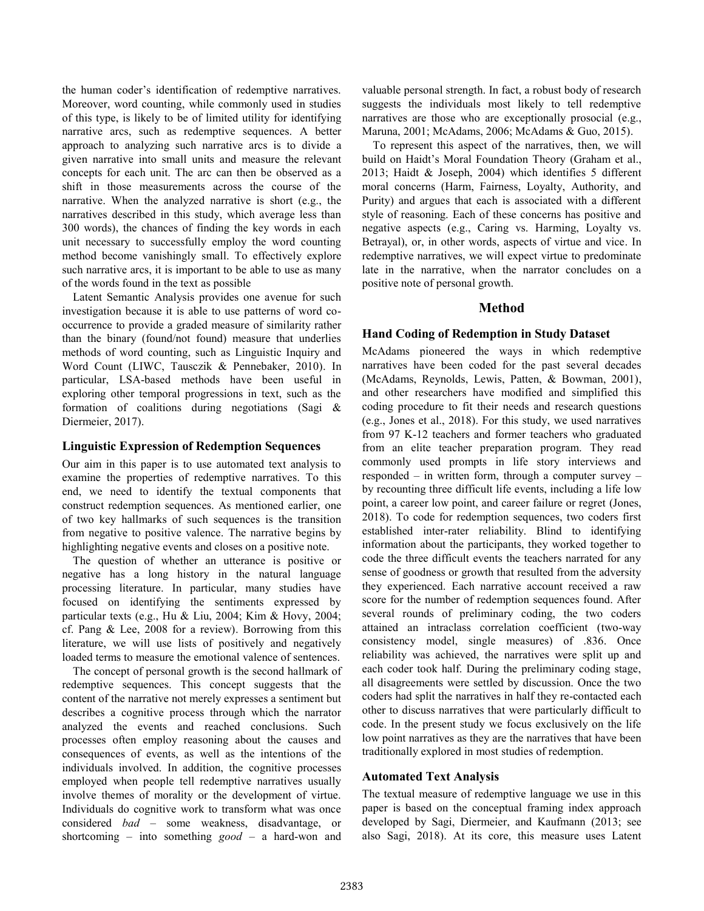the human coder's identification of redemptive narratives. Moreover, word counting, while commonly used in studies of this type, is likely to be of limited utility for identifying narrative arcs, such as redemptive sequences. A better approach to analyzing such narrative arcs is to divide a given narrative into small units and measure the relevant concepts for each unit. The arc can then be observed as a shift in those measurements across the course of the narrative. When the analyzed narrative is short (e.g., the narratives described in this study, which average less than 300 words), the chances of finding the key words in each unit necessary to successfully employ the word counting method become vanishingly small. To effectively explore such narrative arcs, it is important to be able to use as many of the words found in the text as possible

Latent Semantic Analysis provides one avenue for such investigation because it is able to use patterns of word co-occurrence to provide a graded measure of similarity rather than the binary (found/not found) measure that underlies methods of word counting, such as Linguistic Inquiry and Word Count (LIWC, Tausczik & Pennebaker, 2010). In particular, LSA-based methods have been useful in exploring other temporal progressions in text, such as the formation of coalitions during negotiations (Sagi & Diermeier, 2017).

### Linguistic Expression of Redemption Sequences

Our aim in this paper is to use automated text analysis to examine the properties of redemptive narratives. To this end, we need to identify the textual components that construct redemption sequences. As mentioned earlier, one of two key hallmarks of such sequences is the transition from negative to positive valence. The narrative begins by highlighting negative events and closes on a positive note.

The question of whether an utterance is positive or negative has a long history in the natural language processing literature. In particular, many studies have focused on identifying the sentiments expressed by particular texts (e.g., Hu & Liu, 2004; Kim & Hovy, 2004; cf. Pang & Lee, 2008 for a review). Borrowing from this literature, we will use lists of positively and negatively loaded terms to measure the emotional valence of sentences.

The concept of personal growth is the second hallmark of redemptive sequences. This concept suggests that the content of the narrative not merely expresses a sentiment but describes a cognitive process through which the narrator analyzed the events and reached conclusions. Such processes often employ reasoning about the causes and consequences of events, as well as the intentions of the individuals involved. In addition, the cognitive processes employed when people tell redemptive narratives usually involve themes of morality or the development of virtue. Individuals do cognitive work to transform what was once considered *bad* – some weakness, disadvantage, or shortcoming – into something *good* – a hard-won and valuable personal strength. In fact, a robust body of research suggests the individuals most likely to tell redemptive narratives are those who are exceptionally prosocial (e.g., Maruna, 2001; McAdams, 2006; McAdams & Guo, 2015).

To represent this aspect of the narratives, then, we will build on Haidt's Moral Foundation Theory (Graham et al., 2013; Haidt & Joseph, 2004) which identifies 5 different moral concerns (Harm, Fairness, Loyalty, Authority, and Purity) and argues that each is associated with a different style of reasoning. Each of these concerns has positive and negative aspects (e.g., Caring vs. Harming, Loyalty vs. Betrayal), or, in other words, aspects of virtue and vice. In redemptive narratives, we will expect virtue to predominate late in the narrative, when the narrator concludes on a positive note of personal growth.

## Method

### Hand Coding of Redemption in Study Dataset

McAdams pioneered the ways in which redemptive narratives have been coded for the past several decades (McAdams, Reynolds, Lewis, Patten, & Bowman, 2001), and other researchers have modified and simplified this coding procedure to fit their needs and research questions (e.g., Jones et al., 2018). For this study, we used narratives from 97 K-12 teachers and former teachers who graduated from an elite teacher preparation program. They read commonly used prompts in life story interviews and responded – in written form, through a computer survey – by recounting three difficult life events, including a life low point, a career low point, and career failure or regret (Jones, 2018). To code for redemption sequences, two coders first established inter-rater reliability. Blind to identifying information about the participants, they worked together to code the three difficult events the teachers narrated for any sense of goodness or growth that resulted from the adversity they experienced. Each narrative account received a raw score for the number of redemption sequences found. After several rounds of preliminary coding, the two coders attained an intraclass correlation coefficient (two-way consistency model, single measures) of .836. Once reliability was achieved, the narratives were split up and each coder took half. During the preliminary coding stage, all disagreements were settled by discussion. Once the two coders had split the narratives in half they re-contacted each other to discuss narratives that were particularly difficult to code. In the present study we focus exclusively on the life low point narratives as they are the narratives that have been traditionally explored in most studies of redemption.

### Automated Text Analysis

The textual measure of redemptive language we use in this paper is based on the conceptual framing index approach developed by Sagi, Diermeier, and Kaufmann (2013; see also Sagi, 2018). At its core, this measure uses Latent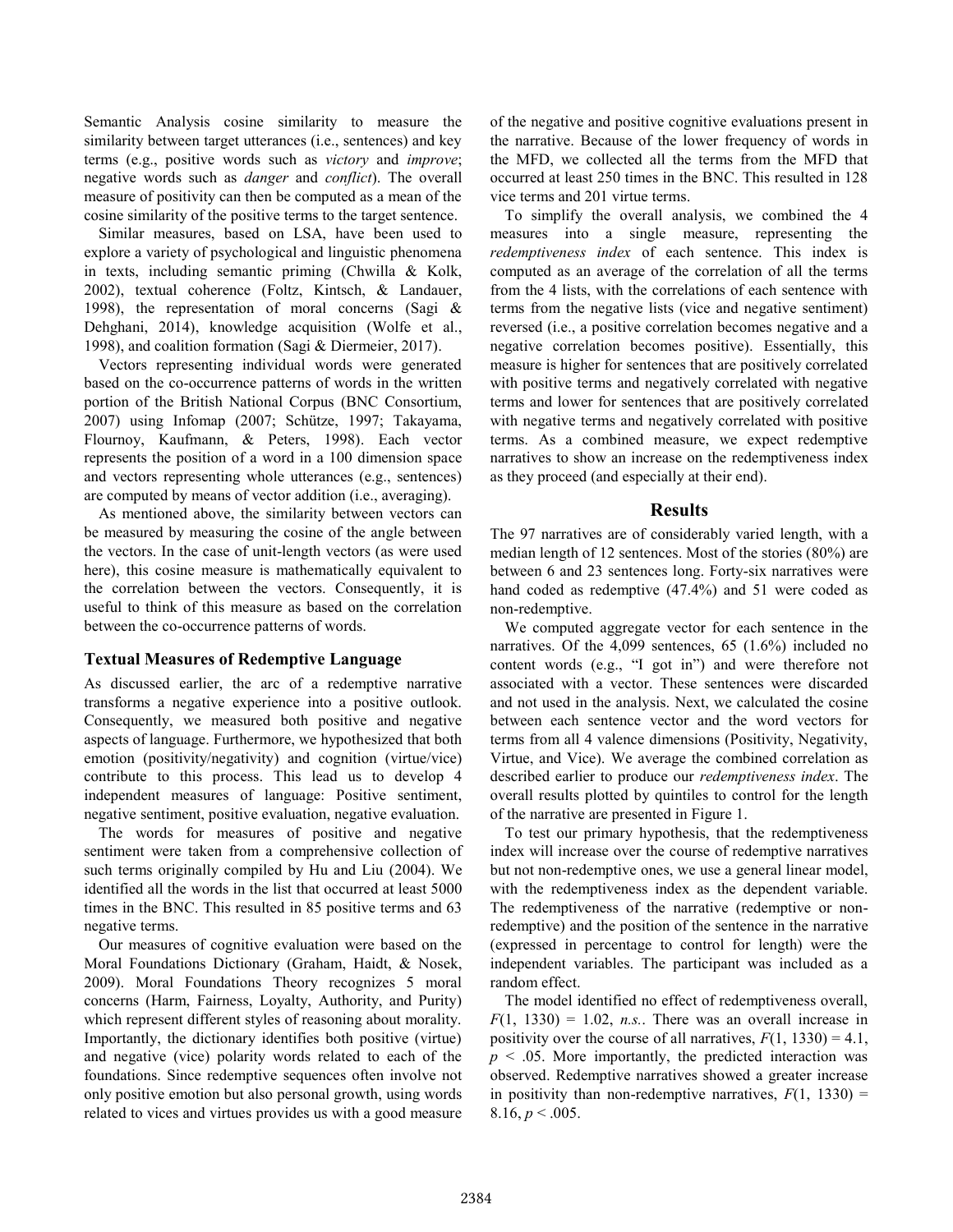Semantic Analysis cosine similarity to measure the similarity between target utterances (i.e., sentences) and key terms (e.g., positive words such as *victory* and *improve*; negative words such as *danger* and *conflict*). The overall measure of positivity can then be computed as a mean of the cosine similarity of the positive terms to the target sentence.

Similar measures, based on LSA, have been used to explore a variety of psychological and linguistic phenomena in texts, including semantic priming (Chwilla & Kolk, 2002), textual coherence (Foltz, Kintsch, & Landauer, 1998), the representation of moral concerns (Sagi & Dehghani, 2014), knowledge acquisition (Wolfe et al., 1998), and coalition formation (Sagi & Diermeier, 2017).

Vectors representing individual words were generated based on the co-occurrence patterns of words in the written portion of the British National Corpus (BNC Consortium, 2007) using Infomap (2007; Schütze, 1997; Takayama, Flournoy, Kaufmann, & Peters, 1998). Each vector represents the position of a word in a 100 dimension space and vectors representing whole utterances (e.g., sentences) are computed by means of vector addition (i.e., averaging).

As mentioned above, the similarity between vectors can be measured by measuring the cosine of the angle between the vectors. In the case of unit-length vectors (as were used here), this cosine measure is mathematically equivalent to the correlation between the vectors. Consequently, it is useful to think of this measure as based on the correlation between the co-occurrence patterns of words.

### Textual Measures of Redemptive Language

As discussed earlier, the arc of a redemptive narrative transforms a negative experience into a positive outlook. Consequently, we measured both positive and negative aspects of language. Furthermore, we hypothesized that both emotion (positivity/negativity) and cognition (virtue/vice) contribute to this process. This lead us to develop 4 independent measures of language: Positive sentiment, negative sentiment, positive evaluation, negative evaluation.

The words for measures of positive and negative sentiment were taken from a comprehensive collection of such terms originally compiled by Hu and Liu (2004). We identified all the words in the list that occurred at least 5000 times in the BNC. This resulted in 85 positive terms and 63 negative terms.

Our measures of cognitive evaluation were based on the Moral Foundations Dictionary (Graham, Haidt, & Nosek, 2009). Moral Foundations Theory recognizes 5 moral concerns (Harm, Fairness, Loyalty, Authority, and Purity) which represent different styles of reasoning about morality. Importantly, the dictionary identifies both positive (virtue) and negative (vice) polarity words related to each of the foundations. Since redemptive sequences often involve not only positive emotion but also personal growth, using words related to vices and virtues provides us with a good measure of the negative and positive cognitive evaluations present in the narrative. Because of the lower frequency of words in the MFD, we collected all the terms from the MFD that occurred at least 250 times in the BNC. This resulted in 128 vice terms and 201 virtue terms.

To simplify the overall analysis, we combined the 4 measures into a single measure, representing the *redemptiveness index* of each sentence. This index is computed as an average of the correlation of all the terms from the 4 lists, with the correlations of each sentence with terms from the negative lists (vice and negative sentiment) reversed (i.e., a positive correlation becomes negative and a negative correlation becomes positive). Essentially, this measure is higher for sentences that are positively correlated with positive terms and negatively correlated with negative terms and lower for sentences that are positively correlated with negative terms and negatively correlated with positive terms. As a combined measure, we expect redemptive narratives to show an increase on the redemptiveness index as they proceed (and especially at their end).

## Results

The 97 narratives are of considerably varied length, with a median length of 12 sentences. Most of the stories (80%) are between 6 and 23 sentences long. Forty-six narratives were hand coded as redemptive (47.4%) and 51 were coded as non-redemptive.

We computed aggregate vector for each sentence in the narratives. Of the 4,099 sentences, 65 (1.6%) included no content words (e.g., "I got in") and were therefore not associated with a vector. These sentences were discarded and not used in the analysis. Next, we calculated the cosine between each sentence vector and the word vectors for terms from all 4 valence dimensions (Positivity, Negativity, Virtue, and Vice). We average the combined correlation as described earlier to produce our *redemptiveness index*. The overall results plotted by quintiles to control for the length of the narrative are presented in Figure 1.

To test our primary hypothesis, that the redemptiveness index will increase over the course of redemptive narratives but not non-redemptive ones, we use a general linear model, with the redemptiveness index as the dependent variable. The redemptiveness of the narrative (redemptive or non-redemptive) and the position of the sentence in the narrative (expressed in percentage to control for length) were the independent variables. The participant was included as a random effect.

The model identified no effect of redemptiveness overall, $F(1, 1330) = 1.02$, *n.s.*. There was an overall increase in positivity over the course of all narratives, $F(1, 1330) = 4.1$, $p < .05$. More importantly, the predicted interaction was observed. Redemptive narratives showed a greater increase in positivity than non-redemptive narratives, $F(1, 1330) = 8.16$, $p < .005$.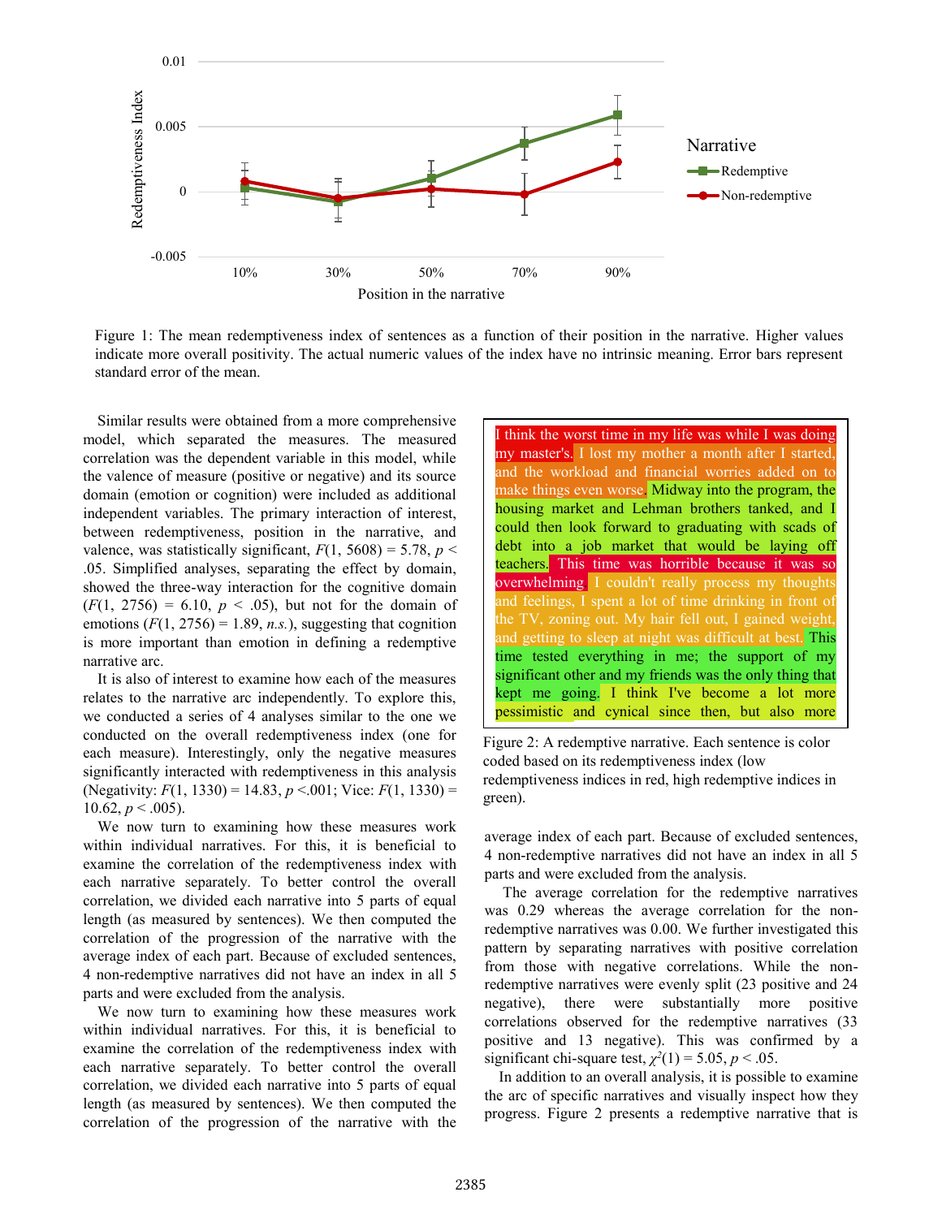Figure 1: The mean redemptiveness index of sentences as a function of their position in the narrative. Higher values indicate more overall positivity. The actual numeric values of the index have no intrinsic meaning. Error bars represent standard error of the mean.

Similar results were obtained from a more comprehensive model, which separated the measures. The measured correlation was the dependent variable in this model, while the valence of measure (positive or negative) and its source domain (emotion or cognition) were included as additional independent variables. The primary interaction of interest, between redemptiveness, position in the narrative, and valence, was statistically significant, $F(1, 5608) = 5.78$, $p < .05$. Simplified analyses, separating the effect by domain, showed the three-way interaction for the cognitive domain ($F(1, 2756) = 6.10$, $p < .05$), but not for the domain of emotions ($F(1, 2756) = 1.89$, *n.s.*), suggesting that cognition is more important than emotion in defining a redemptive narrative arc.

It is also of interest to examine how each of the measures relates to the narrative arc independently. To explore this, we conducted a series of 4 analyses similar to the one we conducted on the overall redemptiveness index (one for each measure). Interestingly, only the negative measures significantly interacted with redemptiveness in this analysis (Negativity: $F(1, 1330) = 14.83$, $p < .001$; Vice: $F(1, 1330) = 10.62$, $p < .005$).

We now turn to examining how these measures work within individual narratives. For this, it is beneficial to examine the correlation of the redemptiveness index with each narrative separately. To better control the overall correlation, we divided each narrative into 5 parts of equal length (as measured by sentences). We then computed the correlation of the progression of the narrative with the average index of each part. Because of excluded sentences, 4 non-redemptive narratives did not have an index in all 5 parts and were excluded from the analysis.

We now turn to examining how these measures work within individual narratives. For this, it is beneficial to examine the correlation of the redemptiveness index with each narrative separately. To better control the overall correlation, we divided each narrative into 5 parts of equal length (as measured by sentences). We then computed the correlation of the progression of the narrative with the average index of each part. Because of excluded sentences, 4 non-redemptive narratives did not have an index in all 5 parts and were excluded from the analysis.

The average correlation for the redemptive narratives was 0.29 whereas the average correlation for the non-redemptive narratives was 0.00. We further investigated this pattern by separating narratives with positive correlation from those with negative correlations. While the non-redemptive narratives were evenly split (23 positive and 24 negative), there were substantially more positive correlations observed for the redemptive narratives (33 positive and 13 negative). This was confirmed by a significant chi-square test, $\chi^2(1) = 5.05$, $p < .05$.

> I think the worst time in my life was while I was doing my master's. I lost my mother a month after I started, and the workload and financial worries added on to make things even worse. Midway into the program, the housing market and Lehman brothers tanked, and I could then look forward to graduating with scads of debt into a job market that would be laying off teachers. This time was horrible because it was so overwhelming. I couldn't really process my thoughts and feelings, I spent a lot of time drinking in front of the TV, zoning out. My hair fell out, I gained weight, and getting to sleep at night was difficult at best. This time tested everything in me; the support of my significant other and my friends was the only thing that kept me going. I think I've become a lot more pessimistic and cynical since then, but also more

Figure 2: A redemptive narrative. Each sentence is color coded based on its redemptiveness index (low redemptiveness indices in red, high redemptive indices in green).

In addition to an overall analysis, it is possible to examine the arc of specific narratives and visually inspect how they progress. Figure 2 presents a redemptive narrative that is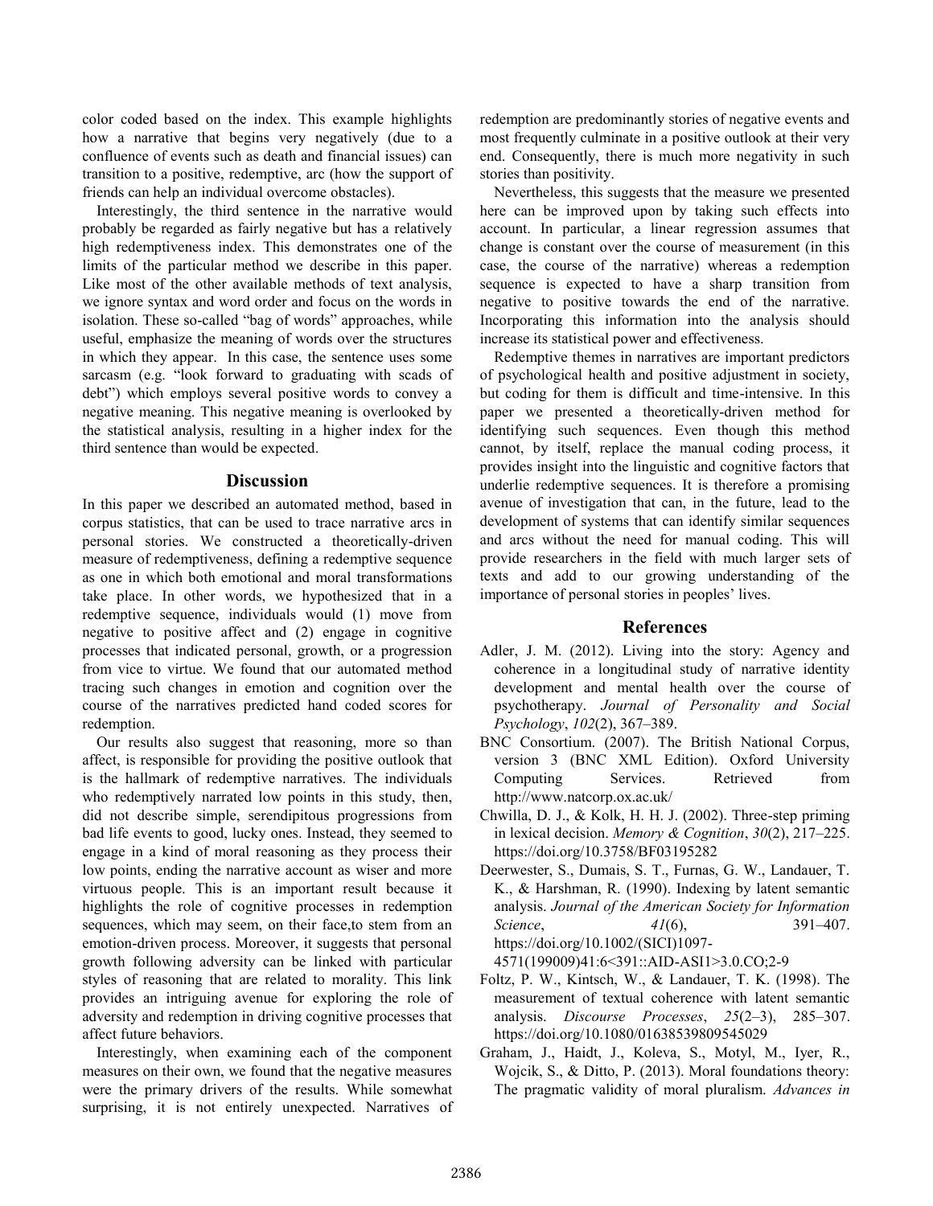color coded based on the index. This example highlights how a narrative that begins very negatively (due to a confluence of events such as death and financial issues) can transition to a positive, redemptive, arc (how the support of friends can help an individual overcome obstacles).

Interestingly, the third sentence in the narrative would probably be regarded as fairly negative but has a relatively high redemptiveness index. This demonstrates one of the limits of the particular method we describe in this paper. Like most of the other available methods of text analysis, we ignore syntax and word order and focus on the words in isolation. These so-called "bag of words" approaches, while useful, emphasize the meaning of words over the structures in which they appear. In this case, the sentence uses some sarcasm (e.g. "look forward to graduating with scads of debt") which employs several positive words to convey a negative meaning. This negative meaning is overlooked by the statistical analysis, resulting in a higher index for the third sentence than would be expected.

## Discussion

In this paper we described an automated method, based in corpus statistics, that can be used to trace narrative arcs in personal stories. We constructed a theoretically-driven measure of redemptiveness, defining a redemptive sequence as one in which both emotional and moral transformations take place. In other words, we hypothesized that in a redemptive sequence, individuals would (1) move from negative to positive affect and (2) engage in cognitive processes that indicated personal, growth, or a progression from vice to virtue. We found that our automated method tracing such changes in emotion and cognition over the course of the narratives predicted hand coded scores for redemption.

Our results also suggest that reasoning, more so than affect, is responsible for providing the positive outlook that is the hallmark of redemptive narratives. The individuals who redemptively narrated low points in this study, then, did not describe simple, serendipitous progressions from bad life events to good, lucky ones. Instead, they seemed to engage in a kind of moral reasoning as they process their low points, ending the narrative account as wiser and more virtuous people. This is an important result because it highlights the role of cognitive processes in redemption sequences, which may seem, on their face,to stem from an emotion-driven process. Moreover, it suggests that personal growth following adversity can be linked with particular styles of reasoning that are related to morality. This link provides an intriguing avenue for exploring the role of adversity and redemption in driving cognitive processes that affect future behaviors.

Interestingly, when examining each of the component measures on their own, we found that the negative measures were the primary drivers of the results. While somewhat surprising, it is not entirely unexpected. Narratives of redemption are predominantly stories of negative events and most frequently culminate in a positive outlook at their very end. Consequently, there is much more negativity in such stories than positivity.

Nevertheless, this suggests that the measure we presented here can be improved upon by taking such effects into account. In particular, a linear regression assumes that change is constant over the course of measurement (in this case, the course of the narrative) whereas a redemption sequence is expected to have a sharp transition from negative to positive towards the end of the narrative. Incorporating this information into the analysis should increase its statistical power and effectiveness.

Redemptive themes in narratives are important predictors of psychological health and positive adjustment in society, but coding for them is difficult and time-intensive. In this paper we presented a theoretically-driven method for identifying such sequences. Even though this method cannot, by itself, replace the manual coding process, it provides insight into the linguistic and cognitive factors that underlie redemptive sequences. It is therefore a promising avenue of investigation that can, in the future, lead to the development of systems that can identify similar sequences and arcs without the need for manual coding. This will provide researchers in the field with much larger sets of texts and add to our growing understanding of the importance of personal stories in peoples' lives.

## References

Adler, J. M. (2012). Living into the story: Agency and coherence in a longitudinal study of narrative identity development and mental health over the course of psychotherapy. *Journal of Personality and Social Psychology*, *102*(2), 367–389.

BNC Consortium. (2007). The British National Corpus, version 3 (BNC XML Edition). Oxford University Computing Services. Retrieved from http://www.natcorp.ox.ac.uk/

Chwilla, D. J., & Kolk, H. H. J. (2002). Three-step priming in lexical decision. *Memory & Cognition*, *30*(2), 217–225. https://doi.org/10.3758/BF03195282

Deerwester, S., Dumais, S. T., Furnas, G. W., Landauer, T. K., & Harshman, R. (1990). Indexing by latent semantic analysis. *Journal of the American Society for Information Science*, *41*(6), 391–407. https://doi.org/10.1002/(SICI)1097-4571(199009)41:6<391::AID-ASI1>3.0.CO;2-9

Foltz, P. W., Kintsch, W., & Landauer, T. K. (1998). The measurement of textual coherence with latent semantic analysis. *Discourse Processes*, *25*(2–3), 285–307. https://doi.org/10.1080/01638539809545029

Graham, J., Haidt, J., Koleva, S., Motyl, M., Iyer, R., Wojcik, S., & Ditto, P. (2013). Moral foundations theory: The pragmatic validity of moral pluralism. *Advances in*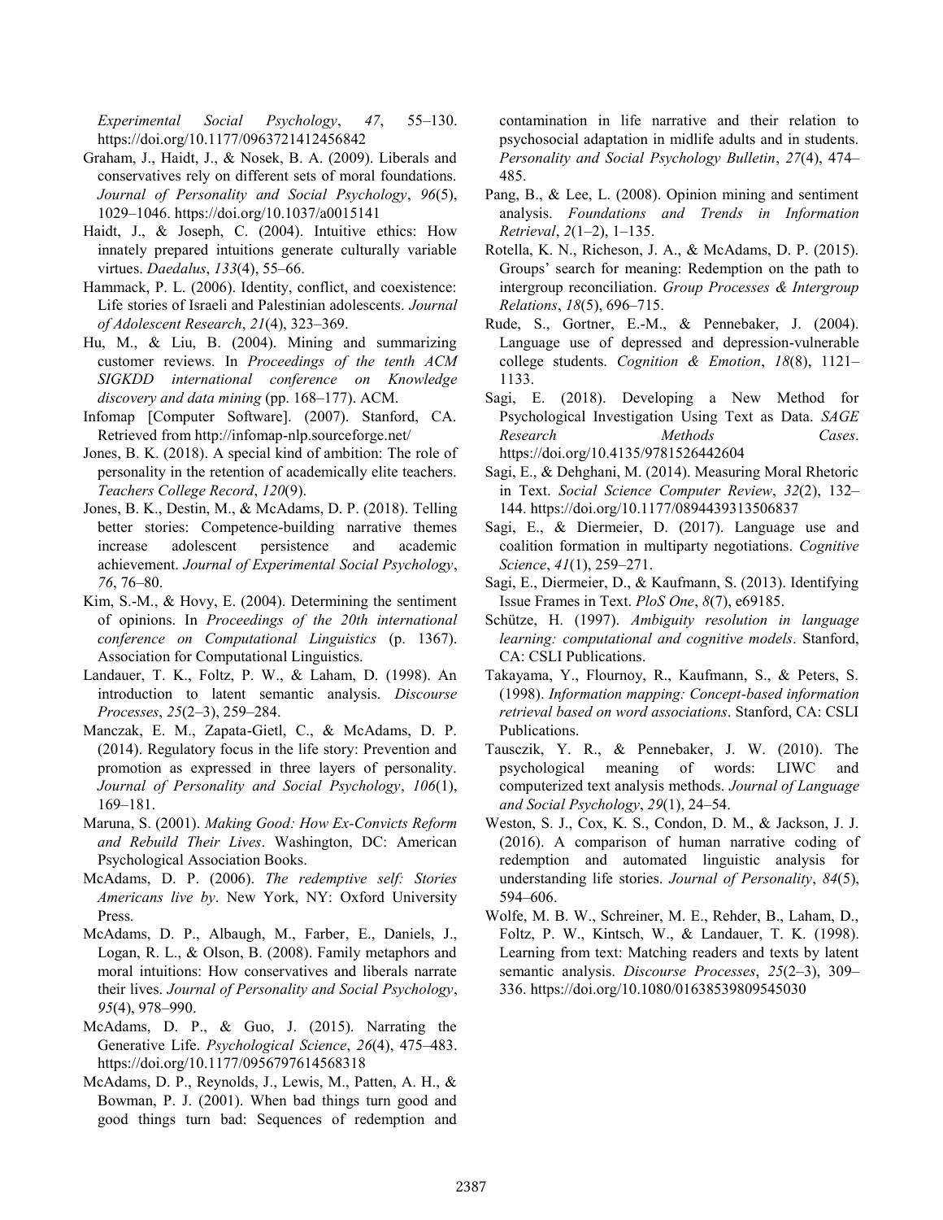*Experimental Social Psychology*, *47*, 55–130. https://doi.org/10.1177/0963721412456842

Graham, J., Haidt, J., & Nosek, B. A. (2009). Liberals and conservatives rely on different sets of moral foundations. *Journal of Personality and Social Psychology*, *96*(5), 1029–1046. https://doi.org/10.1037/a0015141

Haidt, J., & Joseph, C. (2004). Intuitive ethics: How innately prepared intuitions generate culturally variable virtues. *Daedalus*, *133*(4), 55–66.

Hammack, P. L. (2006). Identity, conflict, and coexistence: Life stories of Israeli and Palestinian adolescents. *Journal of Adolescent Research*, *21*(4), 323–369.

Hu, M., & Liu, B. (2004). Mining and summarizing customer reviews. In *Proceedings of the tenth ACM SIGKDD international conference on Knowledge discovery and data mining* (pp. 168–177). ACM.

Infomap [Computer Software]. (2007). Stanford, CA. Retrieved from http://infomap-nlp.sourceforge.net/

Jones, B. K. (2018). A special kind of ambition: The role of personality in the retention of academically elite teachers. *Teachers College Record*, *120*(9).

Jones, B. K., Destin, M., & McAdams, D. P. (2018). Telling better stories: Competence-building narrative themes increase adolescent persistence and academic achievement. *Journal of Experimental Social Psychology*, *76*, 76–80.

Kim, S.-M., & Hovy, E. (2004). Determining the sentiment of opinions. In *Proceedings of the 20th international conference on Computational Linguistics* (p. 1367). Association for Computational Linguistics.

Landauer, T. K., Foltz, P. W., & Laham, D. (1998). An introduction to latent semantic analysis. *Discourse Processes*, *25*(2–3), 259–284.

Manczak, E. M., Zapata-Gietl, C., & McAdams, D. P. (2014). Regulatory focus in the life story: Prevention and promotion as expressed in three layers of personality. *Journal of Personality and Social Psychology*, *106*(1), 169–181.

Maruna, S. (2001). *Making Good: How Ex-Convicts Reform and Rebuild Their Lives*. Washington, DC: American Psychological Association Books.

McAdams, D. P. (2006). *The redemptive self: Stories Americans live by*. New York, NY: Oxford University Press.

McAdams, D. P., Albaugh, M., Farber, E., Daniels, J., Logan, R. L., & Olson, B. (2008). Family metaphors and moral intuitions: How conservatives and liberals narrate their lives. *Journal of Personality and Social Psychology*, *95*(4), 978–990.

McAdams, D. P., & Guo, J. (2015). Narrating the Generative Life. *Psychological Science*, *26*(4), 475–483. https://doi.org/10.1177/0956797614568318

McAdams, D. P., Reynolds, J., Lewis, M., Patten, A. H., & Bowman, P. J. (2001). When bad things turn good and good things turn bad: Sequences of redemption and contamination in life narrative and their relation to psychosocial adaptation in midlife adults and in students. *Personality and Social Psychology Bulletin*, *27*(4), 474–485.

Pang, B., & Lee, L. (2008). Opinion mining and sentiment analysis. *Foundations and Trends in Information Retrieval*, *2*(1–2), 1–135.

Rotella, K. N., Richeson, J. A., & McAdams, D. P. (2015). Groups' search for meaning: Redemption on the path to intergroup reconciliation. *Group Processes & Intergroup Relations*, *18*(5), 696–715.

Rude, S., Gortner, E.-M., & Pennebaker, J. (2004). Language use of depressed and depression-vulnerable college students. *Cognition & Emotion*, *18*(8), 1121–1133.

Sagi, E. (2018). Developing a New Method for Psychological Investigation Using Text as Data. *SAGE Research Methods Cases*. https://doi.org/10.4135/9781526442604

Sagi, E., & Dehghani, M. (2014). Measuring Moral Rhetoric in Text. *Social Science Computer Review*, *32*(2), 132–144. https://doi.org/10.1177/0894439313506837

Sagi, E., & Diermeier, D. (2017). Language use and coalition formation in multiparty negotiations. *Cognitive Science*, *41*(1), 259–271.

Sagi, E., Diermeier, D., & Kaufmann, S. (2013). Identifying Issue Frames in Text. *PloS One*, *8*(7), e69185.

Schütze, H. (1997). *Ambiguity resolution in language learning: computational and cognitive models*. Stanford, CA: CSLI Publications.

Takayama, Y., Flournoy, R., Kaufmann, S., & Peters, S. (1998). *Information mapping: Concept-based information retrieval based on word associations*. Stanford, CA: CSLI Publications.

Tausczik, Y. R., & Pennebaker, J. W. (2010). The psychological meaning of words: LIWC and computerized text analysis methods. *Journal of Language and Social Psychology*, *29*(1), 24–54.

Weston, S. J., Cox, K. S., Condon, D. M., & Jackson, J. J. (2016). A comparison of human narrative coding of redemption and automated linguistic analysis for understanding life stories. *Journal of Personality*, *84*(5), 594–606.

Wolfe, M. B. W., Schreiner, M. E., Rehder, B., Laham, D., Foltz, P. W., Kintsch, W., & Landauer, T. K. (1998). Learning from text: Matching readers and texts by latent semantic analysis. *Discourse Processes*, *25*(2–3), 309–336. https://doi.org/10.1080/01638539809545030